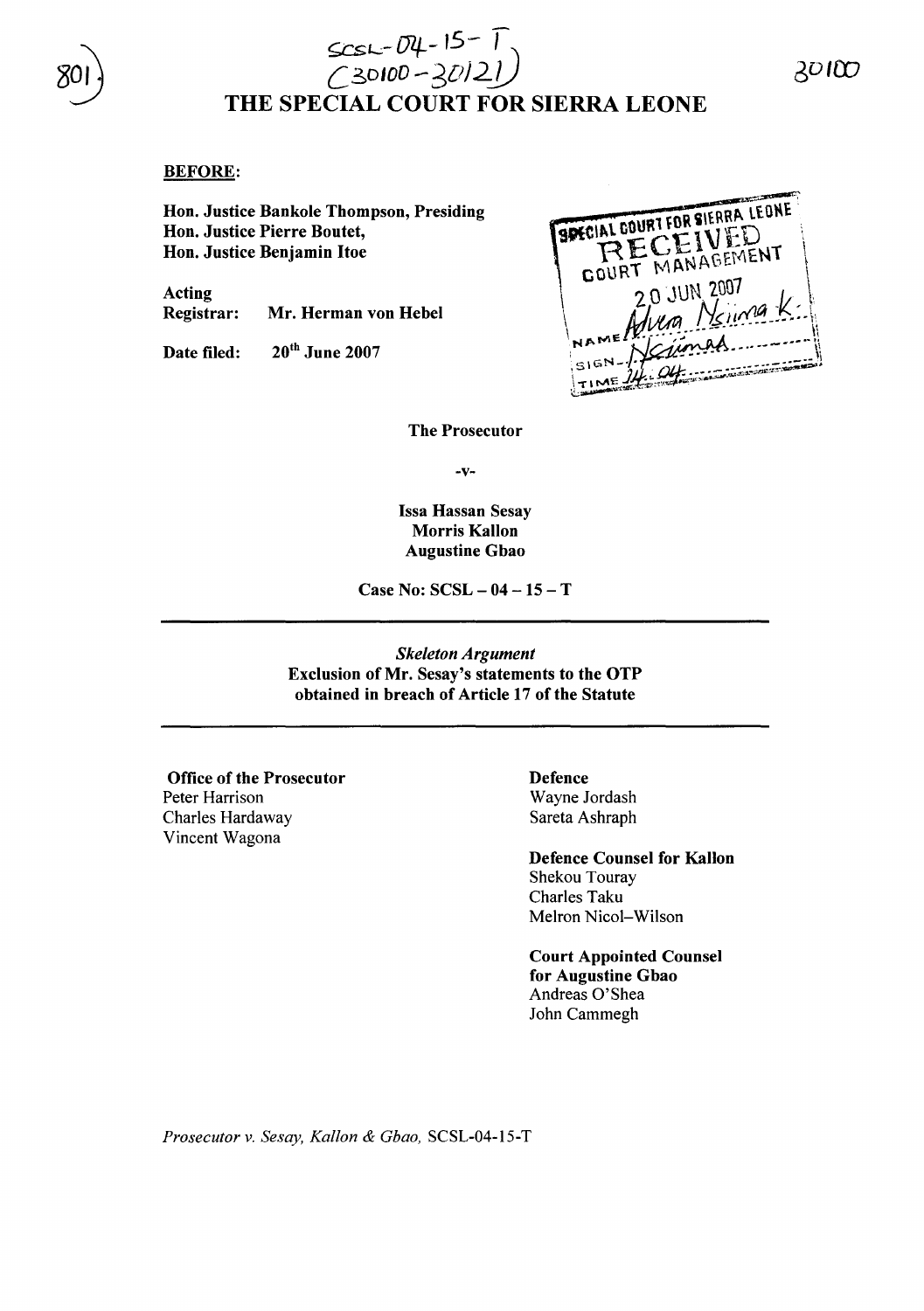SCSL-04-15-T
(30100-30121)

# THE SPECIAL COURT FOR SIERRA LEONE

**BEFORE:**

**Hon. Justice Bankole Thompson, Presiding**
**Hon. Justice Pierre Boutet,**
**Hon. Justice Benjamin Itoe**

**Acting Registrar:** **Mr. Herman von Hebel**

**Date filed:** **20th June 2007**

SPECIAL COURT FOR SIERRA LEONE
RECEIVED
COURT MANAGEMENT
20 JUN 2007
NAME Advera Nsiima K.
SIGN
TIME 14:04

**The Prosecutor**

**-v-**

**Issa Hassan Sesay**
**Morris Kallon**
**Augustine Gbao**

**Case No: SCSL – 04 – 15 – T**

---

*Skeleton Argument*
**Exclusion of Mr. Sesay's statements to the OTP obtained in breach of Article 17 of the Statute**

---

**Office of the Prosecutor**
Peter Harrison
Charles Hardaway
Vincent Wagona

**Defence**
Wayne Jordash
Sareta Ashraph

**Defence Counsel for Kallon**
Shekou Touray
Charles Taku
Melron Nicol–Wilson

**Court Appointed Counsel for Augustine Gbao**
Andreas O'Shea
John Cammegh

*Prosecutor v. Sesay, Kallon & Gbao,* SCSL-04-15-T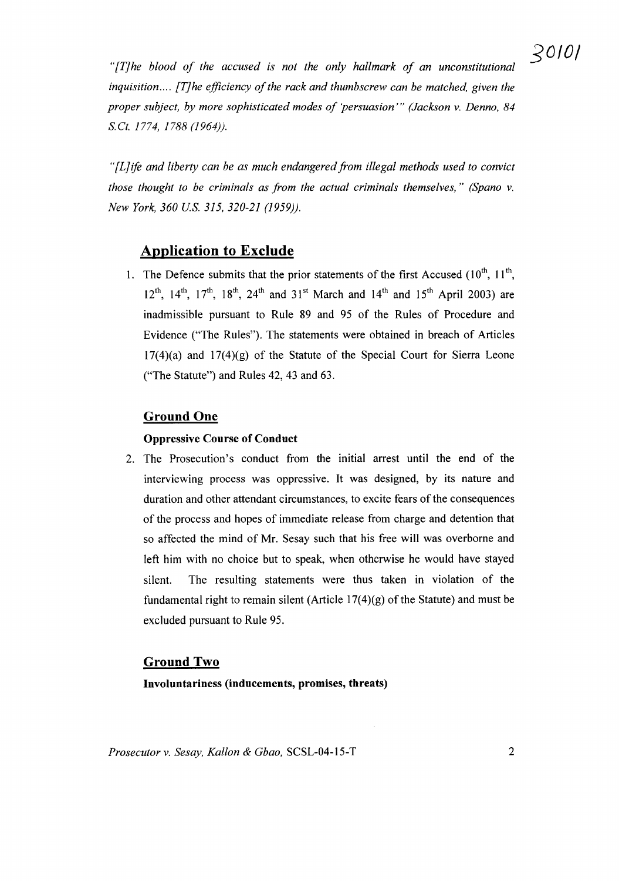*"[T]he blood of the accused is not the only hallmark of an unconstitutional inquisition.... [T]he efficiency of the rack and thumbscrew can be matched, given the proper subject, by more sophisticated modes of 'persuasion'" (Jackson v. Denno, 84 S.Ct. 1774, 1788 (1964)).*

*"[L]ife and liberty can be as much endangered from illegal methods used to convict those thought to be criminals as from the actual criminals themselves," (Spano v. New York, 360 U.S. 315, 320-21 (1959)).*

## Application to Exclude

1. The Defence submits that the prior statements of the first Accused (10th, 11th, 12th, 14th, 17th, 18th, 24th and 31st March and 14th and 15th April 2003) are inadmissible pursuant to Rule 89 and 95 of the Rules of Procedure and Evidence ("The Rules"). The statements were obtained in breach of Articles 17(4)(a) and 17(4)(g) of the Statute of the Special Court for Sierra Leone ("The Statute") and Rules 42, 43 and 63.

## Ground One

**Oppressive Course of Conduct**

2. The Prosecution's conduct from the initial arrest until the end of the interviewing process was oppressive. It was designed, by its nature and duration and other attendant circumstances, to excite fears of the consequences of the process and hopes of immediate release from charge and detention that so affected the mind of Mr. Sesay such that his free will was overborne and left him with no choice but to speak, when otherwise he would have stayed silent. The resulting statements were thus taken in violation of the fundamental right to remain silent (Article 17(4)(g) of the Statute) and must be excluded pursuant to Rule 95.

## Ground Two

**Involuntariness (inducements, promises, threats)**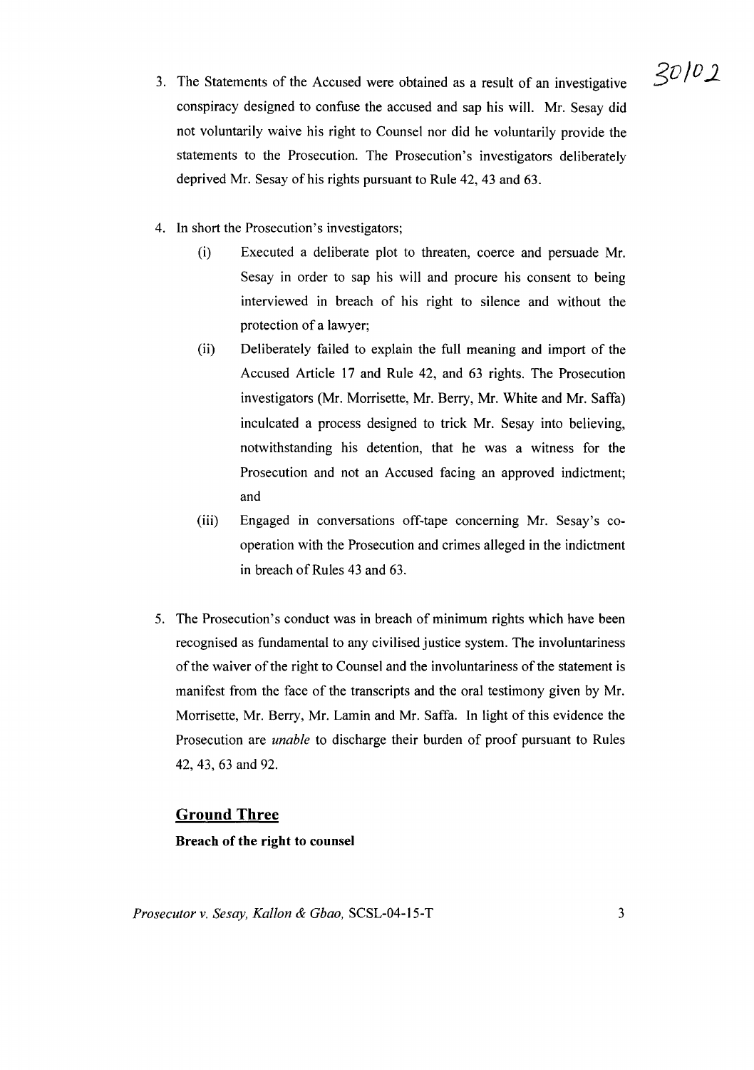3. The Statements of the Accused were obtained as a result of an investigative conspiracy designed to confuse the accused and sap his will. Mr. Sesay did not voluntarily waive his right to Counsel nor did he voluntarily provide the statements to the Prosecution. The Prosecution's investigators deliberately deprived Mr. Sesay of his rights pursuant to Rule 42, 43 and 63.

4. In short the Prosecution's investigators;

   (i) Executed a deliberate plot to threaten, coerce and persuade Mr. Sesay in order to sap his will and procure his consent to being interviewed in breach of his right to silence and without the protection of a lawyer;

   (ii) Deliberately failed to explain the full meaning and import of the Accused Article 17 and Rule 42, and 63 rights. The Prosecution investigators (Mr. Morrisette, Mr. Berry, Mr. White and Mr. Saffa) inculcated a process designed to trick Mr. Sesay into believing, notwithstanding his detention, that he was a witness for the Prosecution and not an Accused facing an approved indictment; and

   (iii) Engaged in conversations off-tape concerning Mr. Sesay's co-operation with the Prosecution and crimes alleged in the indictment in breach of Rules 43 and 63.

5. The Prosecution's conduct was in breach of minimum rights which have been recognised as fundamental to any civilised justice system. The involuntariness of the waiver of the right to Counsel and the involuntariness of the statement is manifest from the face of the transcripts and the oral testimony given by Mr. Morrisette, Mr. Berry, Mr. Lamin and Mr. Saffa. In light of this evidence the Prosecution are *unable* to discharge their burden of proof pursuant to Rules 42, 43, 63 and 92.

## Ground Three

**Breach of the right to counsel**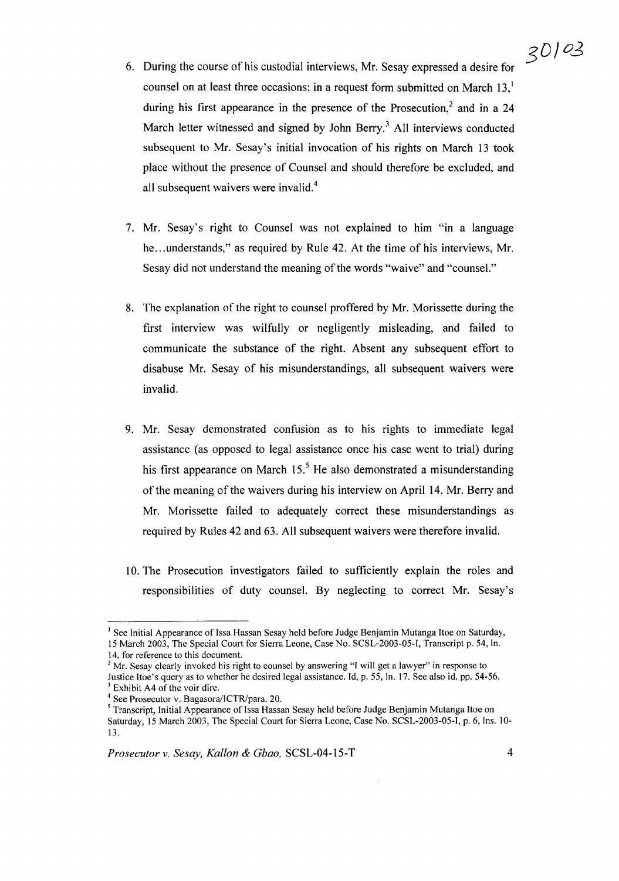6. During the course of his custodial interviews, Mr. Sesay expressed a desire for counsel on at least three occasions: in a request form submitted on March 13,[1] during his first appearance in the presence of the Prosecution,[2] and in a 24 March letter witnessed and signed by John Berry.[3] All interviews conducted subsequent to Mr. Sesay's initial invocation of his rights on March 13 took place without the presence of Counsel and should therefore be excluded, and all subsequent waivers were invalid.[4]

7. Mr. Sesay's right to Counsel was not explained to him "in a language he...understands," as required by Rule 42. At the time of his interviews, Mr. Sesay did not understand the meaning of the words "waive" and "counsel."

8. The explanation of the right to counsel proffered by Mr. Morissette during the first interview was wilfully or negligently misleading, and failed to communicate the substance of the right. Absent any subsequent effort to disabuse Mr. Sesay of his misunderstandings, all subsequent waivers were invalid.

9. Mr. Sesay demonstrated confusion as to his rights to immediate legal assistance (as opposed to legal assistance once his case went to trial) during his first appearance on March 15.[5] He also demonstrated a misunderstanding of the meaning of the waivers during his interview on April 14. Mr. Berry and Mr. Morissette failed to adequately correct these misunderstandings as required by Rules 42 and 63. All subsequent waivers were therefore invalid.

10. The Prosecution investigators failed to sufficiently explain the roles and responsibilities of duty counsel. By neglecting to correct Mr. Sesay's

---

[1] See Initial Appearance of Issa Hassan Sesay held before Judge Benjamin Mutanga Itoe on Saturday, 15 March 2003, The Special Court for Sierra Leone, Case No. SCSL-2003-05-I, Transcript p. 54, ln. 14, for reference to this document.

[2] Mr. Sesay clearly invoked his right to counsel by answering "I will get a lawyer" in response to Justice Itoe's query as to whether he desired legal assistance. Id, p. 55, ln. 17. See also id. pp. 54-56.

[3] Exhibit A4 of the voir dire.

[4] See Prosecutor v. Bagasora/ICTR/para. 20.

[5] Transcript, Initial Appearance of Issa Hassan Sesay held before Judge Benjamin Mutanga Itoe on Saturday, 15 March 2003, The Special Court for Sierra Leone, Case No. SCSL-2003-05-I, p. 6, lns. 10-13.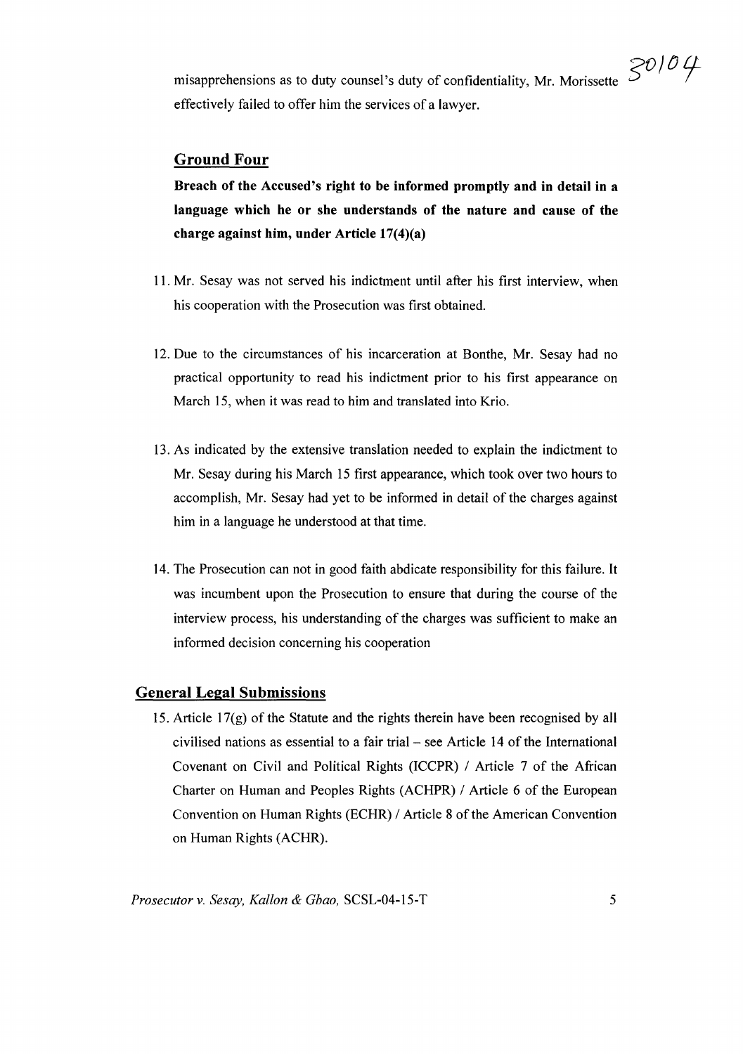misapprehensions as to duty counsel's duty of confidentiality, Mr. Morissette effectively failed to offer him the services of a lawyer.

## Ground Four

**Breach of the Accused's right to be informed promptly and in detail in a language which he or she understands of the nature and cause of the charge against him, under Article 17(4)(a)**

11. Mr. Sesay was not served his indictment until after his first interview, when his cooperation with the Prosecution was first obtained.

12. Due to the circumstances of his incarceration at Bonthe, Mr. Sesay had no practical opportunity to read his indictment prior to his first appearance on March 15, when it was read to him and translated into Krio.

13. As indicated by the extensive translation needed to explain the indictment to Mr. Sesay during his March 15 first appearance, which took over two hours to accomplish, Mr. Sesay had yet to be informed in detail of the charges against him in a language he understood at that time.

14. The Prosecution can not in good faith abdicate responsibility for this failure. It was incumbent upon the Prosecution to ensure that during the course of the interview process, his understanding of the charges was sufficient to make an informed decision concerning his cooperation

## General Legal Submissions

15. Article 17(g) of the Statute and the rights therein have been recognised by all civilised nations as essential to a fair trial – see Article 14 of the International Covenant on Civil and Political Rights (ICCPR) / Article 7 of the African Charter on Human and Peoples Rights (ACHPR) / Article 6 of the European Convention on Human Rights (ECHR) / Article 8 of the American Convention on Human Rights (ACHR).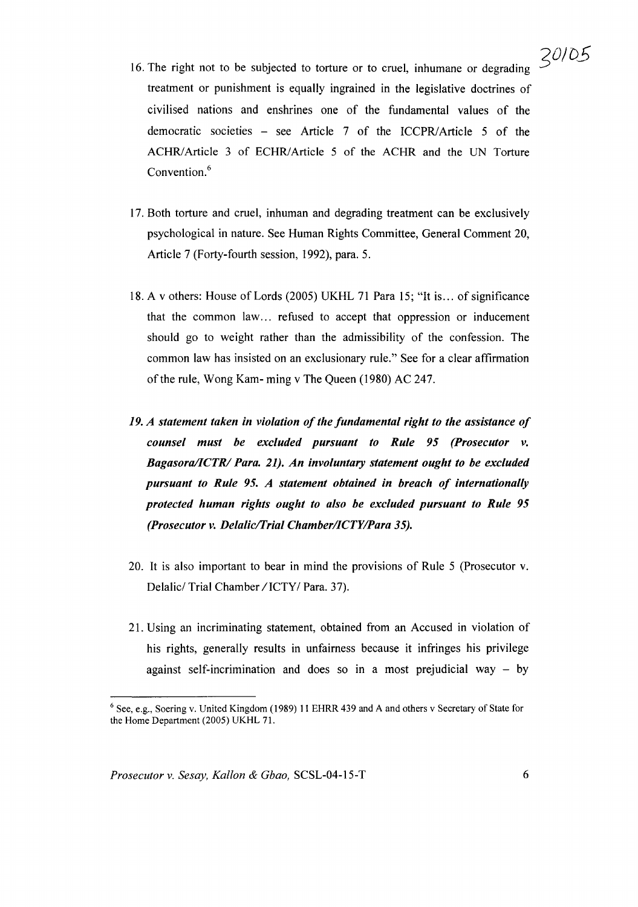16. The right not to be subjected to torture or to cruel, inhumane or degrading treatment or punishment is equally ingrained in the legislative doctrines of civilised nations and enshrines one of the fundamental values of the democratic societies – see Article 7 of the ICCPR/Article 5 of the ACHR/Article 3 of ECHR/Article 5 of the ACHR and the UN Torture Convention.[6]

17. Both torture and cruel, inhuman and degrading treatment can be exclusively psychological in nature. See Human Rights Committee, General Comment 20, Article 7 (Forty-fourth session, 1992), para. 5.

18. A v others: House of Lords (2005) UKHL 71 Para 15; "It is... of significance that the common law... refused to accept that oppression or inducement should go to weight rather than the admissibility of the confession. The common law has insisted on an exclusionary rule." See for a clear affirmation of the rule, Wong Kam- ming v The Queen (1980) AC 247.

19. ***A statement taken in violation of the fundamental right to the assistance of counsel must be excluded pursuant to Rule 95 (Prosecutor v. Bagasora/ICTR/ Para. 21). An involuntary statement ought to be excluded pursuant to Rule 95. A statement obtained in breach of internationally protected human rights ought to also be excluded pursuant to Rule 95 (Prosecutor v. Delalic/Trial Chamber/ICTY/Para 35).***

20. It is also important to bear in mind the provisions of Rule 5 (Prosecutor v. Delalic/ Trial Chamber / ICTY/ Para. 37).

21. Using an incriminating statement, obtained from an Accused in violation of his rights, generally results in unfairness because it infringes his privilege against self-incrimination and does so in a most prejudicial way – by

---

[6] See, e.g., Soering v. United Kingdom (1989) 11 EHRR 439 and A and others v Secretary of State for the Home Department (2005) UKHL 71.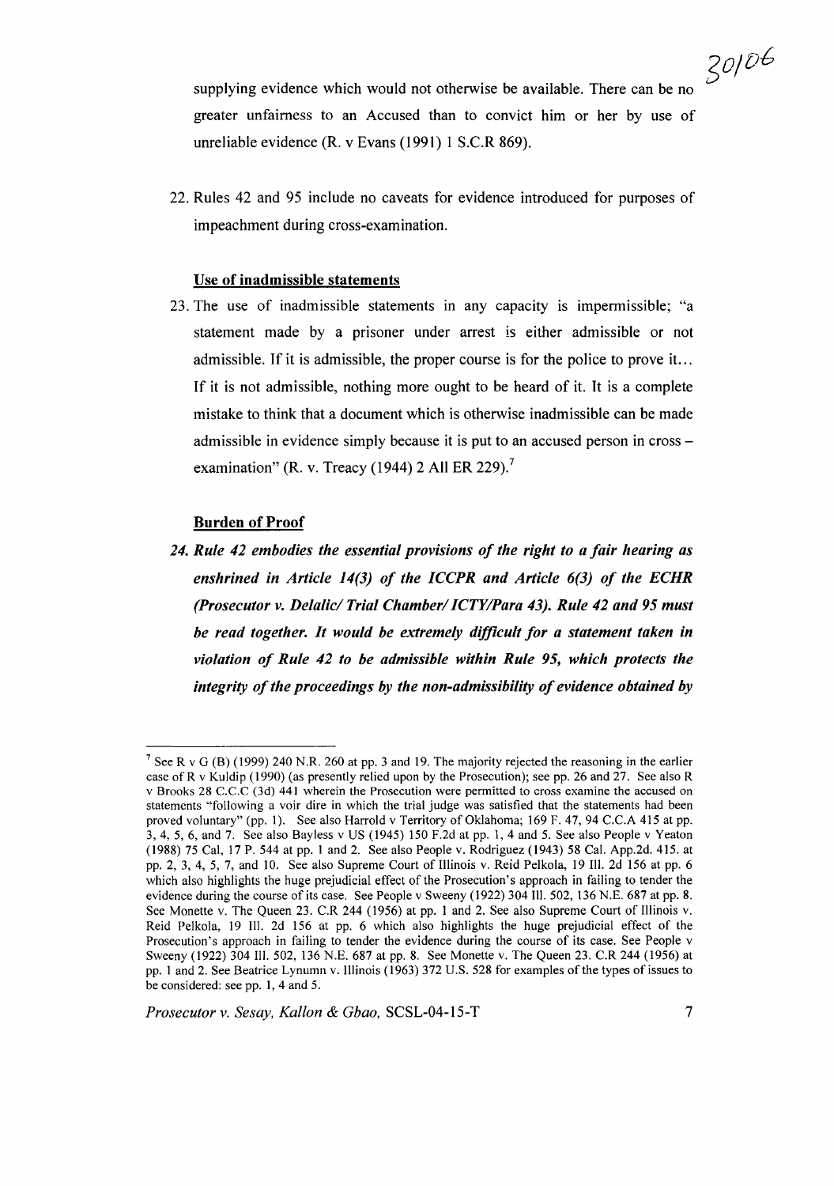supplying evidence which would not otherwise be available. There can be no greater unfairness to an Accused than to convict him or her by use of unreliable evidence (R. v Evans (1991) 1 S.C.R 869).

22. Rules 42 and 95 include no caveats for evidence introduced for purposes of impeachment during cross-examination.

**Use of inadmissible statements**

23. The use of inadmissible statements in any capacity is impermissible; "a statement made by a prisoner under arrest is either admissible or not admissible. If it is admissible, the proper course is for the police to prove it... If it is not admissible, nothing more ought to be heard of it. It is a complete mistake to think that a document which is otherwise inadmissible can be made admissible in evidence simply because it is put to an accused person in cross – examination" (R. v. Treacy (1944) 2 All ER 229).[7]

**Burden of Proof**

***24. Rule 42 embodies the essential provisions of the right to a fair hearing as enshrined in Article 14(3) of the ICCPR and Article 6(3) of the ECHR (Prosecutor v. Delalic/ Trial Chamber/ ICTY/Para 43). Rule 42 and 95 must be read together. It would be extremely difficult for a statement taken in violation of Rule 42 to be admissible within Rule 95, which protects the integrity of the proceedings by the non-admissibility of evidence obtained by***

---

[7] See R v G (B) (1999) 240 N.R. 260 at pp. 3 and 19. The majority rejected the reasoning in the earlier case of R v Kuldip (1990) (as presently relied upon by the Prosecution); see pp. 26 and 27. See also R v Brooks 28 C.C.C (3d) 441 wherein the Prosecution were permitted to cross examine the accused on statements "following a voir dire in which the trial judge was satisfied that the statements had been proved voluntary" (pp. 1). See also Harrold v Territory of Oklahoma; 169 F. 47, 94 C.C.A 415 at pp. 3, 4, 5, 6, and 7. See also Bayless v US (1945) 150 F.2d at pp. 1, 4 and 5. See also People v Yeaton (1988) 75 Cal, 17 P. 544 at pp. 1 and 2. See also People v. Rodriguez (1943) 58 Cal. App.2d. 415. at pp. 2, 3, 4, 5, 7, and 10. See also Supreme Court of Illinois v. Reid Pelkola, 19 Ill. 2d 156 at pp. 6 which also highlights the huge prejudicial effect of the Prosecution's approach in failing to tender the evidence during the course of its case. See People v Sweeny (1922) 304 Ill. 502, 136 N.E. 687 at pp. 8. See Monette v. The Queen 23. C.R 244 (1956) at pp. 1 and 2. See also Supreme Court of Illinois v. Reid Pelkola, 19 Ill. 2d 156 at pp. 6 which also highlights the huge prejudicial effect of the Prosecution's approach in failing to tender the evidence during the course of its case. See People v Sweeny (1922) 304 Ill. 502, 136 N.E. 687 at pp. 8. See Monette v. The Queen 23. C.R 244 (1956) at pp. 1 and 2. See Beatrice Lynumn v. Illinois (1963) 372 U.S. 528 for examples of the types of issues to be considered: see pp. 1, 4 and 5.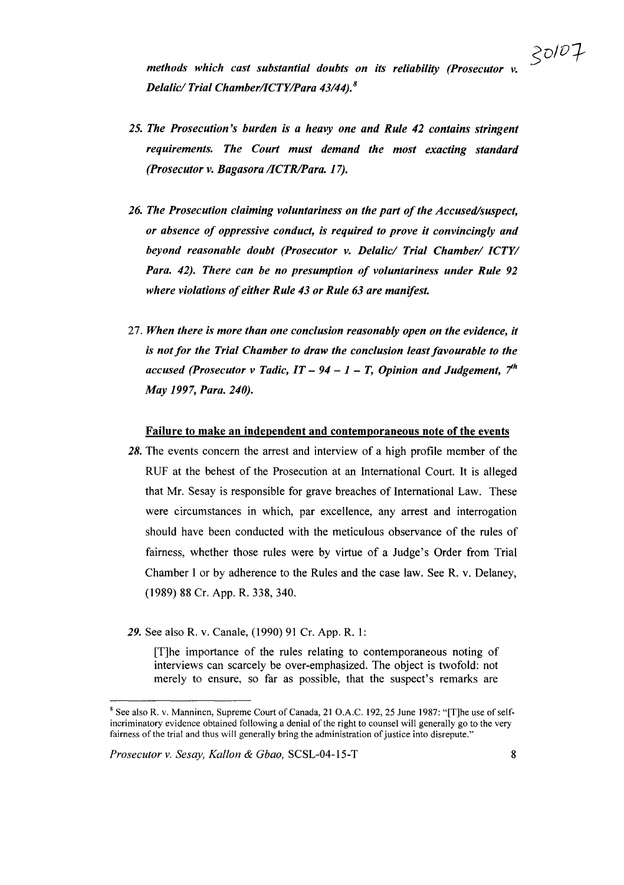*methods which cast substantial doubts on its reliability (Prosecutor v. Delalic/ Trial Chamber/ICTY/Para 43/44).*[8]

*25. The Prosecution's burden is a heavy one and Rule 42 contains stringent requirements. The Court must demand the most exacting standard (Prosecutor v. Bagasora /ICTR/Para. 17).*

*26. The Prosecution claiming voluntariness on the part of the Accused/suspect, or absence of oppressive conduct, is required to prove it convincingly and beyond reasonable doubt (Prosecutor v. Delalic/ Trial Chamber/ ICTY/ Para. 42). There can be no presumption of voluntariness under Rule 92 where violations of either Rule 43 or Rule 63 are manifest.*

27. ***When there is more than one conclusion reasonably open on the evidence, it is not for the Trial Chamber to draw the conclusion least favourable to the accused (Prosecutor v Tadic, IT – 94 – 1 – T, Opinion and Judgement, 7th May 1997, Para. 240).***

**Failure to make an independent and contemporaneous note of the events**

28. The events concern the arrest and interview of a high profile member of the RUF at the behest of the Prosecution at an International Court. It is alleged that Mr. Sesay is responsible for grave breaches of International Law. These were circumstances in which, par excellence, any arrest and interrogation should have been conducted with the meticulous observance of the rules of fairness, whether those rules were by virtue of a Judge's Order from Trial Chamber I or by adherence to the Rules and the case law. See R. v. Delaney, (1989) 88 Cr. App. R. 338, 340.

29. See also R. v. Canale, (1990) 91 Cr. App. R. 1:

> [T]he importance of the rules relating to contemporaneous noting of interviews can scarcely be over-emphasized. The object is twofold: not merely to ensure, so far as possible, that the suspect's remarks are

---

[8] See also R. v. Manninen, Supreme Court of Canada, 21 O.A.C. 192, 25 June 1987: "[T]he use of self-incriminatory evidence obtained following a denial of the right to counsel will generally go to the very fairness of the trial and thus will generally bring the administration of justice into disrepute."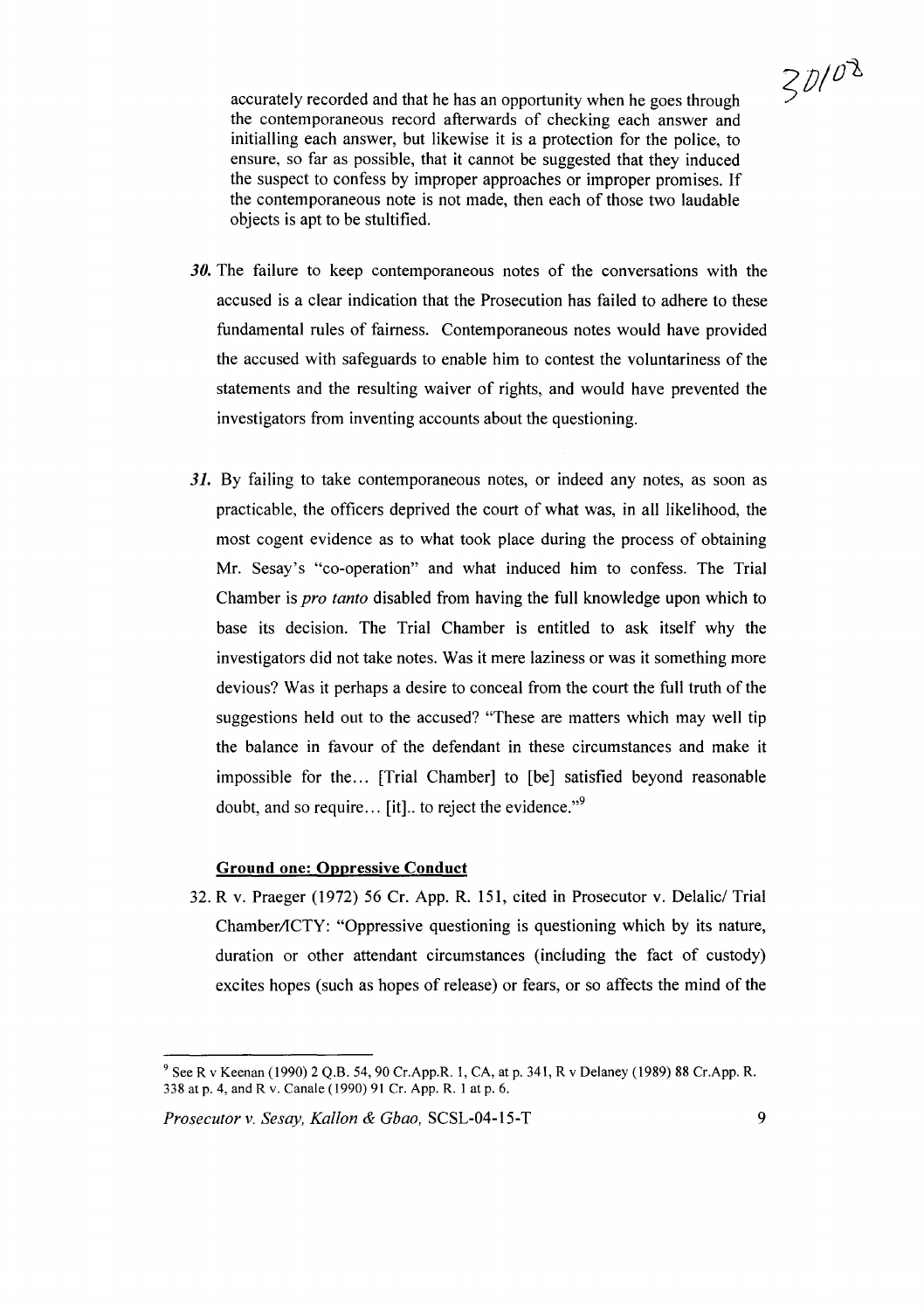accurately recorded and that he has an opportunity when he goes through the contemporaneous record afterwards of checking each answer and initialling each answer, but likewise it is a protection for the police, to ensure, so far as possible, that it cannot be suggested that they induced the suspect to confess by improper approaches or improper promises. If the contemporaneous note is not made, then each of those two laudable objects is apt to be stultified.

***30.*** The failure to keep contemporaneous notes of the conversations with the accused is a clear indication that the Prosecution has failed to adhere to these fundamental rules of fairness. Contemporaneous notes would have provided the accused with safeguards to enable him to contest the voluntariness of the statements and the resulting waiver of rights, and would have prevented the investigators from inventing accounts about the questioning.

***31.*** By failing to take contemporaneous notes, or indeed any notes, as soon as practicable, the officers deprived the court of what was, in all likelihood, the most cogent evidence as to what took place during the process of obtaining Mr. Sesay's "co-operation" and what induced him to confess. The Trial Chamber is *pro tanto* disabled from having the full knowledge upon which to base its decision. The Trial Chamber is entitled to ask itself why the investigators did not take notes. Was it mere laziness or was it something more devious? Was it perhaps a desire to conceal from the court the full truth of the suggestions held out to the accused? "These are matters which may well tip the balance in favour of the defendant in these circumstances and make it impossible for the… [Trial Chamber] to [be] satisfied beyond reasonable doubt, and so require… [it].. to reject the evidence."[9]

**Ground one: Oppressive Conduct**

32. R v. Praeger (1972) 56 Cr. App. R. 151, cited in Prosecutor v. Delalic/ Trial Chamber/ICTY: "Oppressive questioning is questioning which by its nature, duration or other attendant circumstances (including the fact of custody) excites hopes (such as hopes of release) or fears, or so affects the mind of the

---

[9] See R v Keenan (1990) 2 Q.B. 54, 90 Cr.App.R. 1, CA, at p. 341, R v Delaney (1989) 88 Cr.App. R. 338 at p. 4, and R v. Canale (1990) 91 Cr. App. R. 1 at p. 6.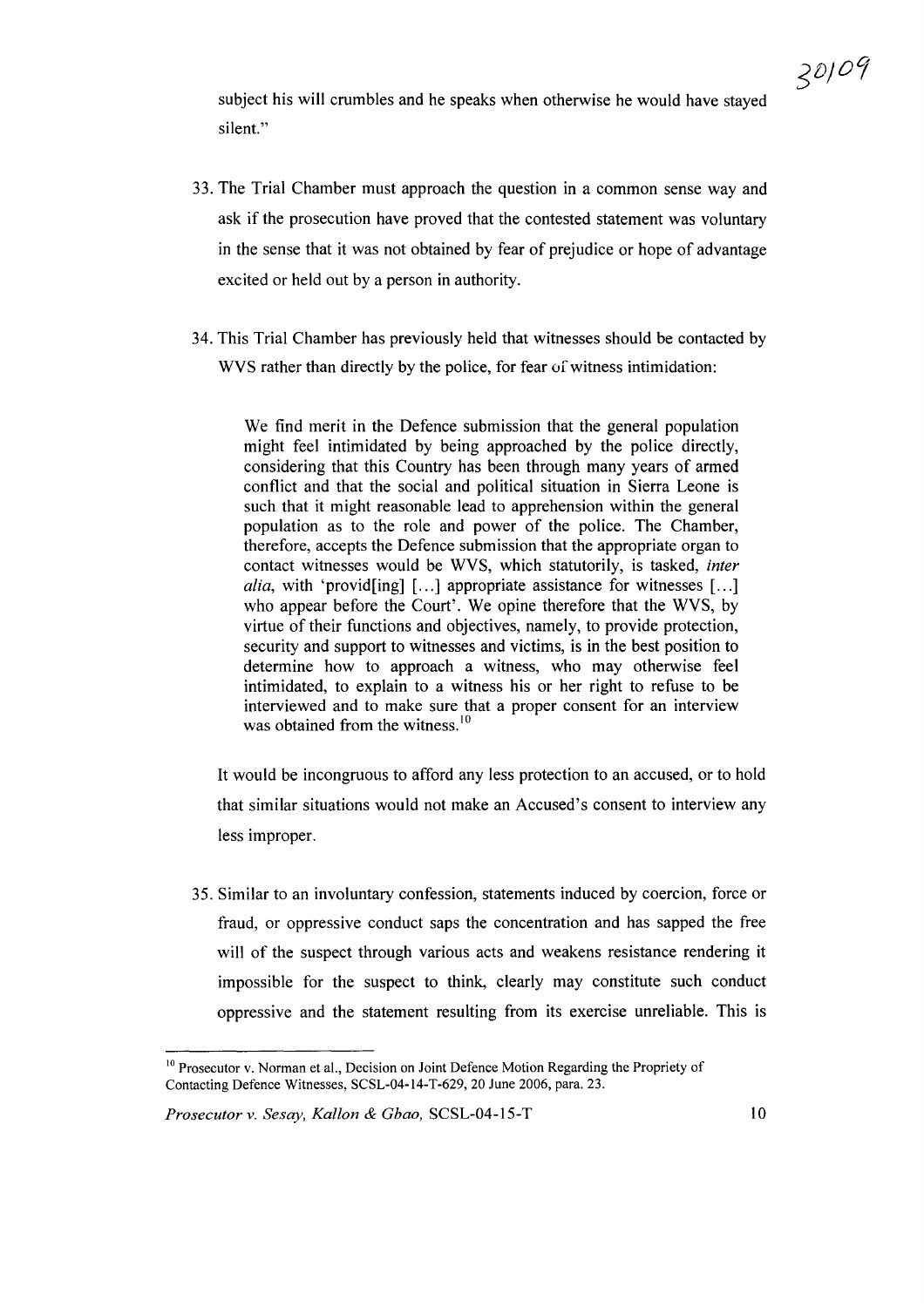subject his will crumbles and he speaks when otherwise he would have stayed silent."

33. The Trial Chamber must approach the question in a common sense way and ask if the prosecution have proved that the contested statement was voluntary in the sense that it was not obtained by fear of prejudice or hope of advantage excited or held out by a person in authority.

34. This Trial Chamber has previously held that witnesses should be contacted by WVS rather than directly by the police, for fear of witness intimidation:

> We find merit in the Defence submission that the general population might feel intimidated by being approached by the police directly, considering that this Country has been through many years of armed conflict and that the social and political situation in Sierra Leone is such that it might reasonable lead to apprehension within the general population as to the role and power of the police. The Chamber, therefore, accepts the Defence submission that the appropriate organ to contact witnesses would be WVS, which statutorily, is tasked, *inter alia*, with 'provid[ing] [...] appropriate assistance for witnesses [...] who appear before the Court'. We opine therefore that the WVS, by virtue of their functions and objectives, namely, to provide protection, security and support to witnesses and victims, is in the best position to determine how to approach a witness, who may otherwise feel intimidated, to explain to a witness his or her right to refuse to be interviewed and to make sure that a proper consent for an interview was obtained from the witness.[10]

It would be incongruous to afford any less protection to an accused, or to hold that similar situations would not make an Accused's consent to interview any less improper.

35. Similar to an involuntary confession, statements induced by coercion, force or fraud, or oppressive conduct saps the concentration and has sapped the free will of the suspect through various acts and weakens resistance rendering it impossible for the suspect to think, clearly may constitute such conduct oppressive and the statement resulting from its exercise unreliable. This is

---

[10] Prosecutor v. Norman et al., Decision on Joint Defence Motion Regarding the Propriety of Contacting Defence Witnesses, SCSL-04-14-T-629, 20 June 2006, para. 23.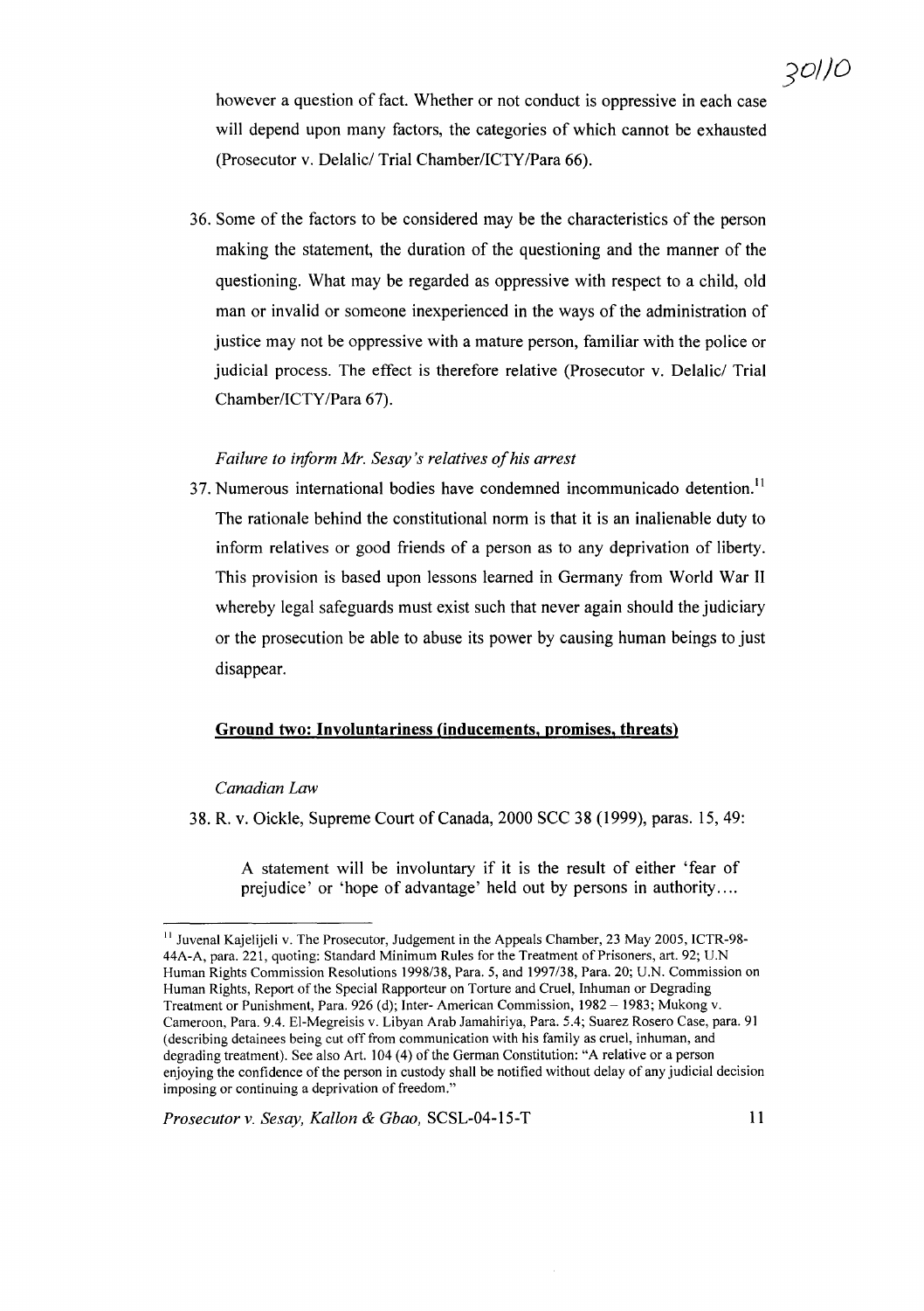however a question of fact. Whether or not conduct is oppressive in each case will depend upon many factors, the categories of which cannot be exhausted (Prosecutor v. Delalic/ Trial Chamber/ICTY/Para 66).

36. Some of the factors to be considered may be the characteristics of the person making the statement, the duration of the questioning and the manner of the questioning. What may be regarded as oppressive with respect to a child, old man or invalid or someone inexperienced in the ways of the administration of justice may not be oppressive with a mature person, familiar with the police or judicial process. The effect is therefore relative (Prosecutor v. Delalic/ Trial Chamber/ICTY/Para 67).

*Failure to inform Mr. Sesay's relatives of his arrest*

37. Numerous international bodies have condemned incommunicado detention.[11] The rationale behind the constitutional norm is that it is an inalienable duty to inform relatives or good friends of a person as to any deprivation of liberty. This provision is based upon lessons learned in Germany from World War II whereby legal safeguards must exist such that never again should the judiciary or the prosecution be able to abuse its power by causing human beings to just disappear.

**Ground two: Involuntariness (inducements, promises, threats)**

*Canadian Law*

38. R. v. Oickle, Supreme Court of Canada, 2000 SCC 38 (1999), paras. 15, 49:

> A statement will be involuntary if it is the result of either 'fear of prejudice' or 'hope of advantage' held out by persons in authority….

---

[11] Juvenal Kajelijeli v. The Prosecutor, Judgement in the Appeals Chamber, 23 May 2005, ICTR-98-44A-A, para. 221, quoting: Standard Minimum Rules for the Treatment of Prisoners, art. 92; U.N Human Rights Commission Resolutions 1998/38, Para. 5, and 1997/38, Para. 20; U.N. Commission on Human Rights, Report of the Special Rapporteur on Torture and Cruel, Inhuman or Degrading Treatment or Punishment, Para. 926 (d); Inter- American Commission, 1982 – 1983; Mukong v. Cameroon, Para. 9.4. El-Megreisis v. Libyan Arab Jamahiriya, Para. 5.4; Suarez Rosero Case, para. 91 (describing detainees being cut off from communication with his family as cruel, inhuman, and degrading treatment). See also Art. 104 (4) of the German Constitution: "A relative or a person enjoying the confidence of the person in custody shall be notified without delay of any judicial decision imposing or continuing a deprivation of freedom."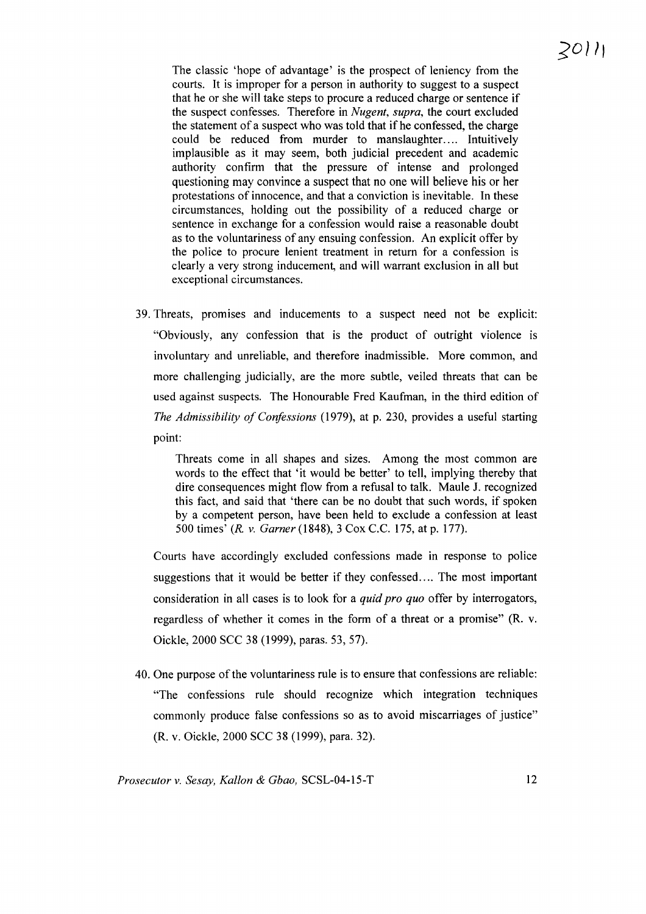> The classic 'hope of advantage' is the prospect of leniency from the courts. It is improper for a person in authority to suggest to a suspect that he or she will take steps to procure a reduced charge or sentence if the suspect confesses. Therefore in *Nugent, supra*, the court excluded the statement of a suspect who was told that if he confessed, the charge could be reduced from murder to manslaughter.... Intuitively implausible as it may seem, both judicial precedent and academic authority confirm that the pressure of intense and prolonged questioning may convince a suspect that no one will believe his or her protestations of innocence, and that a conviction is inevitable. In these circumstances, holding out the possibility of a reduced charge or sentence in exchange for a confession would raise a reasonable doubt as to the voluntariness of any ensuing confession. An explicit offer by the police to procure lenient treatment in return for a confession is clearly a very strong inducement, and will warrant exclusion in all but exceptional circumstances.

39. Threats, promises and inducements to a suspect need not be explicit: "Obviously, any confession that is the product of outright violence is involuntary and unreliable, and therefore inadmissible. More common, and more challenging judicially, are the more subtle, veiled threats that can be used against suspects. The Honourable Fred Kaufman, in the third edition of *The Admissibility of Confessions* (1979), at p. 230, provides a useful starting point:

> Threats come in all shapes and sizes. Among the most common are words to the effect that 'it would be better' to tell, implying thereby that dire consequences might flow from a refusal to talk. Maule J. recognized this fact, and said that 'there can be no doubt that such words, if spoken by a competent person, have been held to exclude a confession at least 500 times' (*R. v. Garner* (1848), 3 Cox C.C. 175, at p. 177).

Courts have accordingly excluded confessions made in response to police suggestions that it would be better if they confessed.... The most important consideration in all cases is to look for a *quid pro quo* offer by interrogators, regardless of whether it comes in the form of a threat or a promise" (R. v. Oickle, 2000 SCC 38 (1999), paras. 53, 57).

40. One purpose of the voluntariness rule is to ensure that confessions are reliable: "The confessions rule should recognize which integration techniques commonly produce false confessions so as to avoid miscarriages of justice" (R. v. Oickle, 2000 SCC 38 (1999), para. 32).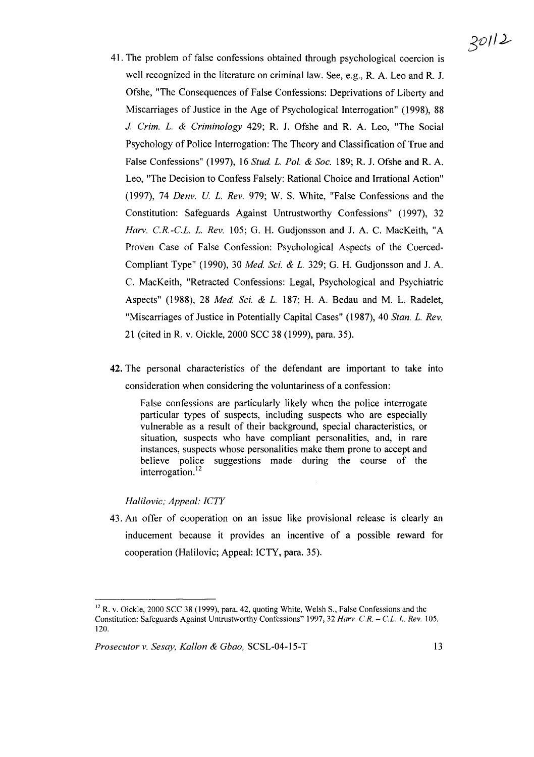41. The problem of false confessions obtained through psychological coercion is well recognized in the literature on criminal law. See, e.g., R. A. Leo and R. J. Ofshe, "The Consequences of False Confessions: Deprivations of Liberty and Miscarriages of Justice in the Age of Psychological Interrogation" (1998), 88 *J. Crim. L. & Criminology* 429; R. J. Ofshe and R. A. Leo, "The Social Psychology of Police Interrogation: The Theory and Classification of True and False Confessions" (1997), 16 *Stud. L. Pol. & Soc.* 189; R. J. Ofshe and R. A. Leo, "The Decision to Confess Falsely: Rational Choice and Irrational Action" (1997), 74 *Denv. U. L. Rev.* 979; W. S. White, "False Confessions and the Constitution: Safeguards Against Untrustworthy Confessions" (1997), 32 *Harv. C.R.-C.L. L. Rev.* 105; G. H. Gudjonsson and J. A. C. MacKeith, "A Proven Case of False Confession: Psychological Aspects of the Coerced-Compliant Type" (1990), 30 *Med. Sci. & L.* 329; G. H. Gudjonsson and J. A. C. MacKeith, "Retracted Confessions: Legal, Psychological and Psychiatric Aspects" (1988), 28 *Med. Sci. & L.* 187; H. A. Bedau and M. L. Radelet, "Miscarriages of Justice in Potentially Capital Cases" (1987), 40 *Stan. L. Rev.* 21 (cited in R. v. Oickle, 2000 SCC 38 (1999), para. 35).

**42.** The personal characteristics of the defendant are important to take into consideration when considering the voluntariness of a confession:

> False confessions are particularly likely when the police interrogate particular types of suspects, including suspects who are especially vulnerable as a result of their background, special characteristics, or situation, suspects who have compliant personalities, and, in rare instances, suspects whose personalities make them prone to accept and believe police suggestions made during the course of the interrogation.[12]

*Halilovic; Appeal: ICTY*

43. An offer of cooperation on an issue like provisional release is clearly an inducement because it provides an incentive of a possible reward for cooperation (Halilovic; Appeal: ICTY, para. 35).

---

[12] R. v. Oickle, 2000 SCC 38 (1999), para. 42, quoting White, Welsh S., False Confessions and the Constitution: Safeguards Against Untrustworthy Confessions" 1997, 32 *Harv. C.R. – C.L. L. Rev.* 105, 120.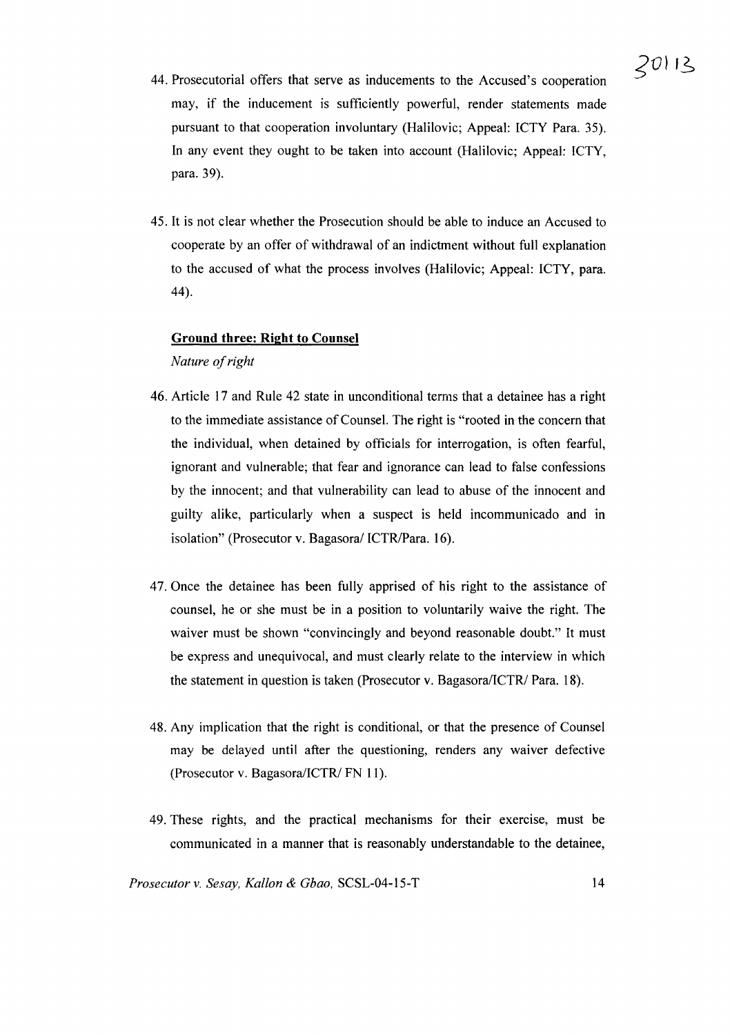44. Prosecutorial offers that serve as inducements to the Accused's cooperation may, if the inducement is sufficiently powerful, render statements made pursuant to that cooperation involuntary (Halilovic; Appeal: ICTY Para. 35). In any event they ought to be taken into account (Halilovic; Appeal: ICTY, para. 39).

45. It is not clear whether the Prosecution should be able to induce an Accused to cooperate by an offer of withdrawal of an indictment without full explanation to the accused of what the process involves (Halilovic; Appeal: ICTY, para. 44).

**Ground three: Right to Counsel**

*Nature of right*

46. Article 17 and Rule 42 state in unconditional terms that a detainee has a right to the immediate assistance of Counsel. The right is "rooted in the concern that the individual, when detained by officials for interrogation, is often fearful, ignorant and vulnerable; that fear and ignorance can lead to false confessions by the innocent; and that vulnerability can lead to abuse of the innocent and guilty alike, particularly when a suspect is held incommunicado and in isolation" (Prosecutor v. Bagasora/ ICTR/Para. 16).

47. Once the detainee has been fully apprised of his right to the assistance of counsel, he or she must be in a position to voluntarily waive the right. The waiver must be shown "convincingly and beyond reasonable doubt." It must be express and unequivocal, and must clearly relate to the interview in which the statement in question is taken (Prosecutor v. Bagasora/ICTR/ Para. 18).

48. Any implication that the right is conditional, or that the presence of Counsel may be delayed until after the questioning, renders any waiver defective (Prosecutor v. Bagasora/ICTR/ FN 11).

49. These rights, and the practical mechanisms for their exercise, must be communicated in a manner that is reasonably understandable to the detainee,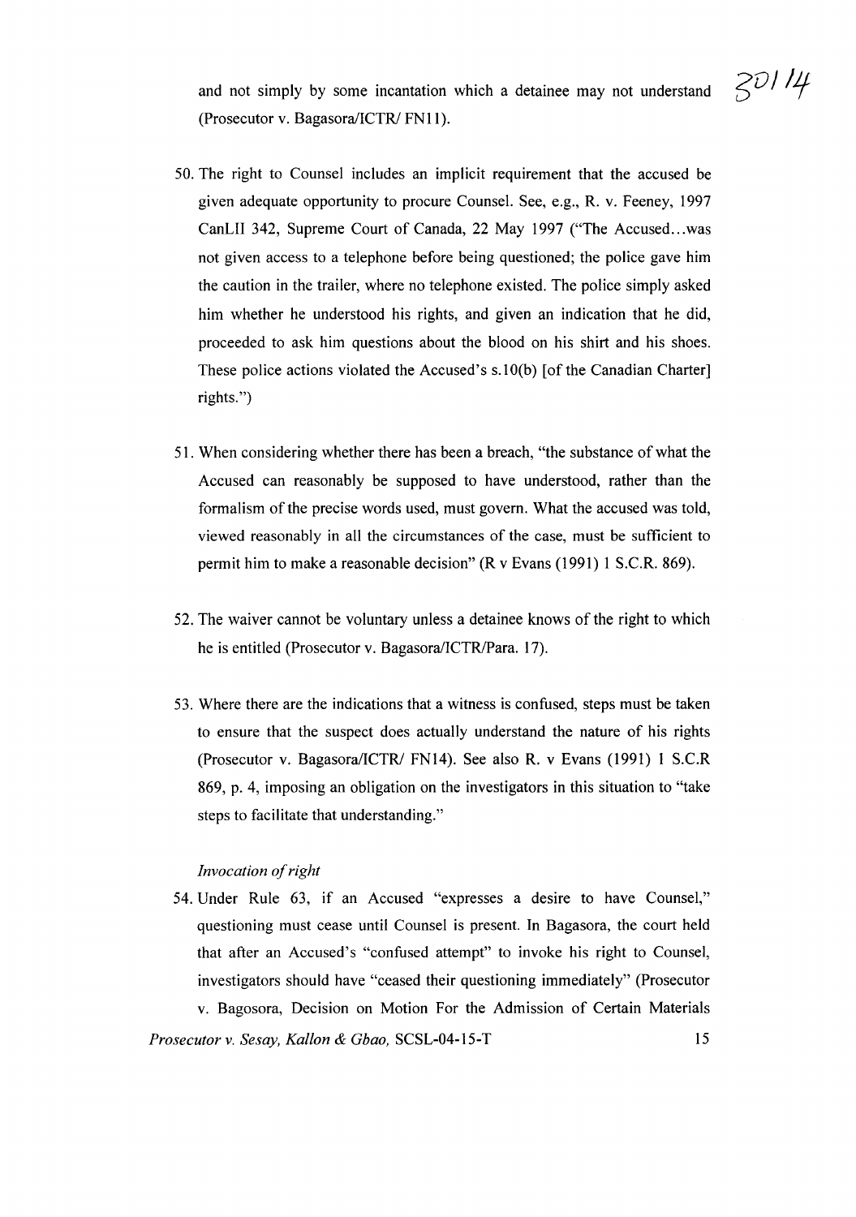and not simply by some incantation which a detainee may not understand (Prosecutor v. Bagasora/ICTR/ FN11).

50. The right to Counsel includes an implicit requirement that the accused be given adequate opportunity to procure Counsel. See, e.g., R. v. Feeney, 1997 CanLII 342, Supreme Court of Canada, 22 May 1997 ("The Accused…was not given access to a telephone before being questioned; the police gave him the caution in the trailer, where no telephone existed. The police simply asked him whether he understood his rights, and given an indication that he did, proceeded to ask him questions about the blood on his shirt and his shoes. These police actions violated the Accused's s.10(b) [of the Canadian Charter] rights.")

51. When considering whether there has been a breach, "the substance of what the Accused can reasonably be supposed to have understood, rather than the formalism of the precise words used, must govern. What the accused was told, viewed reasonably in all the circumstances of the case, must be sufficient to permit him to make a reasonable decision" (R v Evans (1991) 1 S.C.R. 869).

52. The waiver cannot be voluntary unless a detainee knows of the right to which he is entitled (Prosecutor v. Bagasora/ICTR/Para. 17).

53. Where there are the indications that a witness is confused, steps must be taken to ensure that the suspect does actually understand the nature of his rights (Prosecutor v. Bagasora/ICTR/ FN14). See also R. v Evans (1991) 1 S.C.R 869, p. 4, imposing an obligation on the investigators in this situation to "take steps to facilitate that understanding."

*Invocation of right*

54. Under Rule 63, if an Accused "expresses a desire to have Counsel," questioning must cease until Counsel is present. In Bagasora, the court held that after an Accused's "confused attempt" to invoke his right to Counsel, investigators should have "ceased their questioning immediately" (Prosecutor v. Bagosora, Decision on Motion For the Admission of Certain Materials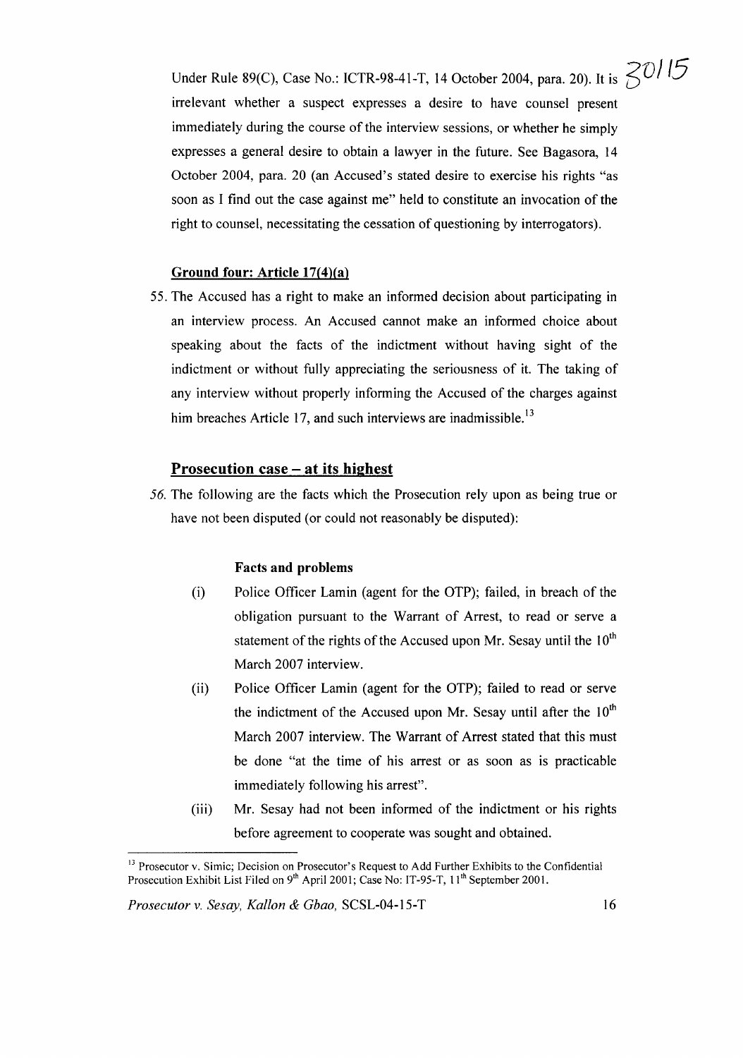Under Rule 89(C), Case No.: ICTR-98-41-T, 14 October 2004, para. 20). It is irrelevant whether a suspect expresses a desire to have counsel present immediately during the course of the interview sessions, or whether he simply expresses a general desire to obtain a lawyer in the future. See Bagasora, 14 October 2004, para. 20 (an Accused's stated desire to exercise his rights "as soon as I find out the case against me" held to constitute an invocation of the right to counsel, necessitating the cessation of questioning by interrogators).

**Ground four: Article 17(4)(a)**

55. The Accused has a right to make an informed decision about participating in an interview process. An Accused cannot make an informed choice about speaking about the facts of the indictment without having sight of the indictment or without fully appreciating the seriousness of it. The taking of any interview without properly informing the Accused of the charges against him breaches Article 17, and such interviews are inadmissible.[13]

## Prosecution case – at its highest

*56.* The following are the facts which the Prosecution rely upon as being true or have not been disputed (or could not reasonably be disputed):

**Facts and problems**

(i) Police Officer Lamin (agent for the OTP); failed, in breach of the obligation pursuant to the Warrant of Arrest, to read or serve a statement of the rights of the Accused upon Mr. Sesay until the 10th March 2007 interview.

(ii) Police Officer Lamin (agent for the OTP); failed to read or serve the indictment of the Accused upon Mr. Sesay until after the 10th March 2007 interview. The Warrant of Arrest stated that this must be done "at the time of his arrest or as soon as is practicable immediately following his arrest".

(iii) Mr. Sesay had not been informed of the indictment or his rights before agreement to cooperate was sought and obtained.

---

[13] Prosecutor v. Simic; Decision on Prosecutor's Request to Add Further Exhibits to the Confidential Prosecution Exhibit List Filed on 9th April 2001; Case No: IT-95-T, 11th September 2001.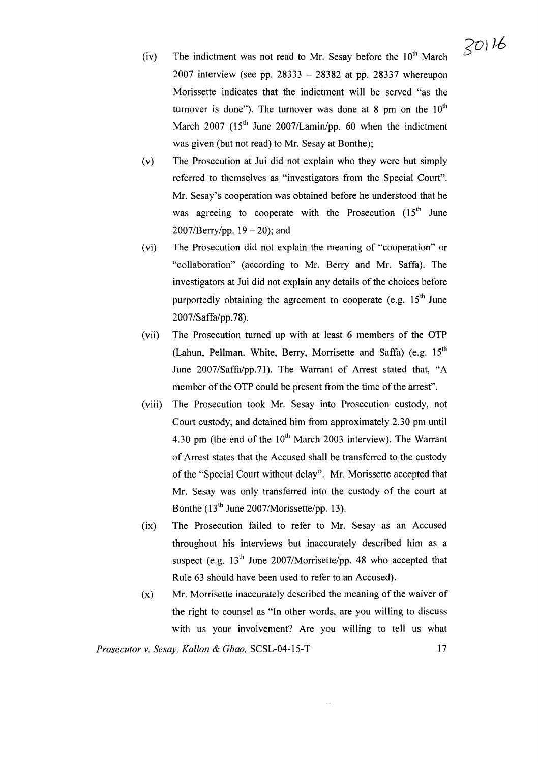(iv) The indictment was not read to Mr. Sesay before the 10th March 2007 interview (see pp. 28333 – 28382 at pp. 28337 whereupon Morissette indicates that the indictment will be served "as the turnover is done"). The turnover was done at 8 pm on the 10th March 2007 (15th June 2007/Lamin/pp. 60 when the indictment was given (but not read) to Mr. Sesay at Bonthe);

(v) The Prosecution at Jui did not explain who they were but simply referred to themselves as "investigators from the Special Court". Mr. Sesay's cooperation was obtained before he understood that he was agreeing to cooperate with the Prosecution (15th June 2007/Berry/pp. 19 – 20); and

(vi) The Prosecution did not explain the meaning of "cooperation" or "collaboration" (according to Mr. Berry and Mr. Saffa). The investigators at Jui did not explain any details of the choices before purportedly obtaining the agreement to cooperate (e.g. 15th June 2007/Saffa/pp.78).

(vii) The Prosecution turned up with at least 6 members of the OTP (Lahun, Pellman. White, Berry, Morrisette and Saffa) (e.g. 15th June 2007/Saffa/pp.71). The Warrant of Arrest stated that, "A member of the OTP could be present from the time of the arrest".

(viii) The Prosecution took Mr. Sesay into Prosecution custody, not Court custody, and detained him from approximately 2.30 pm until 4.30 pm (the end of the 10th March 2003 interview). The Warrant of Arrest states that the Accused shall be transferred to the custody of the "Special Court without delay". Mr. Morissette accepted that Mr. Sesay was only transferred into the custody of the court at Bonthe (13th June 2007/Morissette/pp. 13).

(ix) The Prosecution failed to refer to Mr. Sesay as an Accused throughout his interviews but inaccurately described him as a suspect (e.g. 13th June 2007/Morrisette/pp. 48 who accepted that Rule 63 should have been used to refer to an Accused).

(x) Mr. Morrisette inaccurately described the meaning of the waiver of the right to counsel as "In other words, are you willing to discuss with us your involvement? Are you willing to tell us what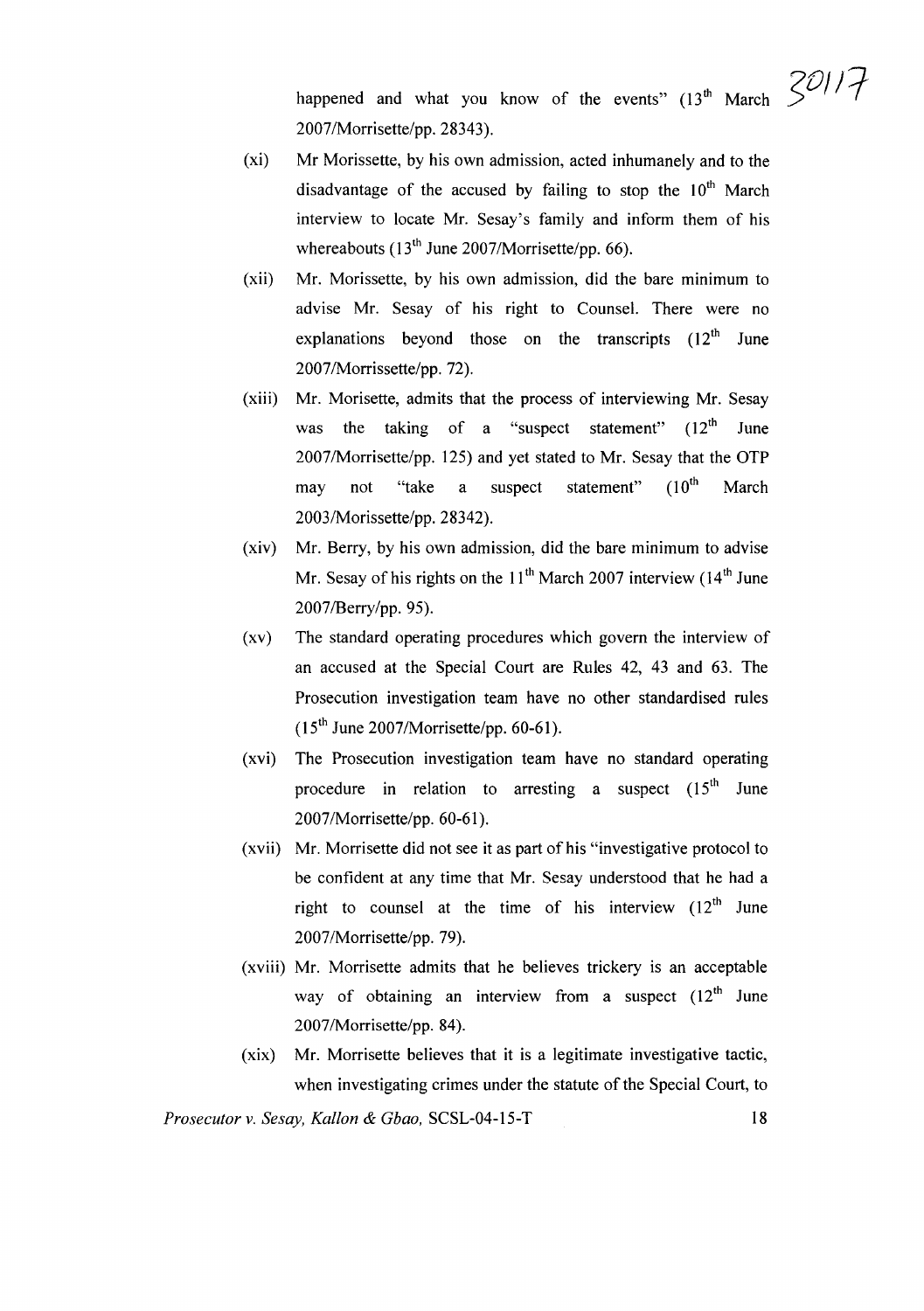happened and what you know of the events" (13th March 2007/Morrisette/pp. 28343).

(xi) Mr Morissette, by his own admission, acted inhumanely and to the disadvantage of the accused by failing to stop the 10th March interview to locate Mr. Sesay's family and inform them of his whereabouts (13th June 2007/Morrisette/pp. 66).

(xii) Mr. Morissette, by his own admission, did the bare minimum to advise Mr. Sesay of his right to Counsel. There were no explanations beyond those on the transcripts (12th June 2007/Morrissette/pp. 72).

(xiii) Mr. Morisette, admits that the process of interviewing Mr. Sesay was the taking of a "suspect statement" (12th June 2007/Morrisette/pp. 125) and yet stated to Mr. Sesay that the OTP may not "take a suspect statement" (10th March 2003/Morissette/pp. 28342).

(xiv) Mr. Berry, by his own admission, did the bare minimum to advise Mr. Sesay of his rights on the 11th March 2007 interview (14th June 2007/Berry/pp. 95).

(xv) The standard operating procedures which govern the interview of an accused at the Special Court are Rules 42, 43 and 63. The Prosecution investigation team have no other standardised rules (15th June 2007/Morrisette/pp. 60-61).

(xvi) The Prosecution investigation team have no standard operating procedure in relation to arresting a suspect (15th June 2007/Morrisette/pp. 60-61).

(xvii) Mr. Morrisette did not see it as part of his "investigative protocol to be confident at any time that Mr. Sesay understood that he had a right to counsel at the time of his interview (12th June 2007/Morrisette/pp. 79).

(xviii) Mr. Morrisette admits that he believes trickery is an acceptable way of obtaining an interview from a suspect (12th June 2007/Morrisette/pp. 84).

(xix) Mr. Morrisette believes that it is a legitimate investigative tactic, when investigating crimes under the statute of the Special Court, to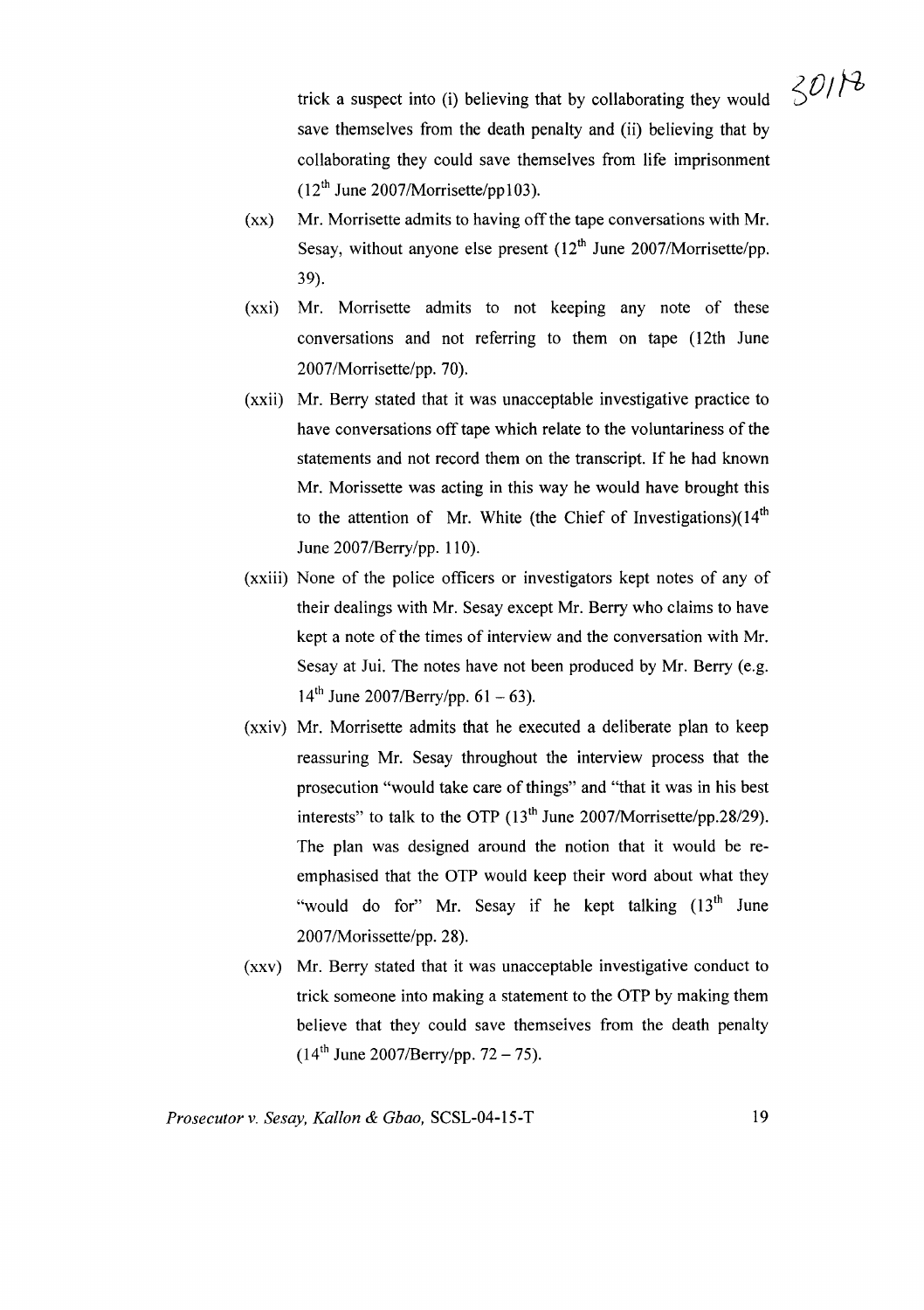trick a suspect into (i) believing that by collaborating they would save themselves from the death penalty and (ii) believing that by collaborating they could save themselves from life imprisonment (12th June 2007/Morrisette/pp103).

(xx) Mr. Morrisette admits to having off the tape conversations with Mr. Sesay, without anyone else present (12th June 2007/Morrisette/pp. 39).

(xxi) Mr. Morrisette admits to not keeping any note of these conversations and not referring to them on tape (12th June 2007/Morrisette/pp. 70).

(xxii) Mr. Berry stated that it was unacceptable investigative practice to have conversations off tape which relate to the voluntariness of the statements and not record them on the transcript. If he had known Mr. Morissette was acting in this way he would have brought this to the attention of Mr. White (the Chief of Investigations)(14th June 2007/Berry/pp. 110).

(xxiii) None of the police officers or investigators kept notes of any of their dealings with Mr. Sesay except Mr. Berry who claims to have kept a note of the times of interview and the conversation with Mr. Sesay at Jui. The notes have not been produced by Mr. Berry (e.g. 14th June 2007/Berry/pp. 61 – 63).

(xxiv) Mr. Morrisette admits that he executed a deliberate plan to keep reassuring Mr. Sesay throughout the interview process that the prosecution "would take care of things" and "that it was in his best interests" to talk to the OTP (13th June 2007/Morrisette/pp.28/29). The plan was designed around the notion that it would be re-emphasised that the OTP would keep their word about what they "would do for" Mr. Sesay if he kept talking (13th June 2007/Morissette/pp. 28).

(xxv) Mr. Berry stated that it was unacceptable investigative conduct to trick someone into making a statement to the OTP by making them believe that they could save themselves from the death penalty (14th June 2007/Berry/pp. 72 – 75).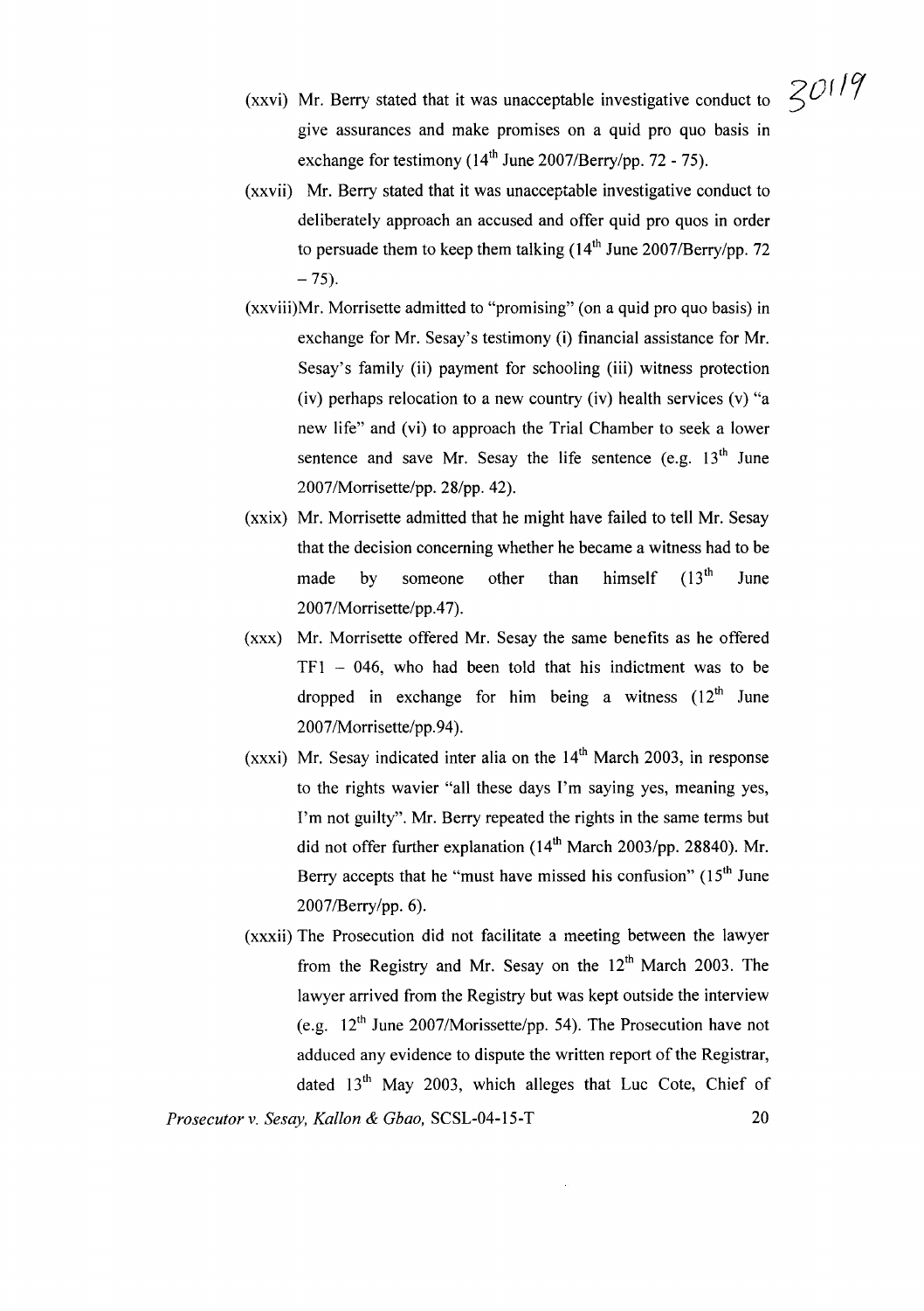(xxvi) Mr. Berry stated that it was unacceptable investigative conduct to give assurances and make promises on a quid pro quo basis in exchange for testimony (14th June 2007/Berry/pp. 72 - 75).

(xxvii) Mr. Berry stated that it was unacceptable investigative conduct to deliberately approach an accused and offer quid pro quos in order to persuade them to keep them talking (14th June 2007/Berry/pp. 72 – 75).

(xxviii)Mr. Morrisette admitted to "promising" (on a quid pro quo basis) in exchange for Mr. Sesay's testimony (i) financial assistance for Mr. Sesay's family (ii) payment for schooling (iii) witness protection (iv) perhaps relocation to a new country (iv) health services (v) "a new life" and (vi) to approach the Trial Chamber to seek a lower sentence and save Mr. Sesay the life sentence (e.g. 13th June 2007/Morrisette/pp. 28/pp. 42).

(xxix) Mr. Morrisette admitted that he might have failed to tell Mr. Sesay that the decision concerning whether he became a witness had to be made by someone other than himself (13th June 2007/Morrisette/pp.47).

(xxx) Mr. Morrisette offered Mr. Sesay the same benefits as he offered TF1 – 046, who had been told that his indictment was to be dropped in exchange for him being a witness (12th June 2007/Morrisette/pp.94).

(xxxi) Mr. Sesay indicated inter alia on the 14th March 2003, in response to the rights wavier "all these days I'm saying yes, meaning yes, I'm not guilty". Mr. Berry repeated the rights in the same terms but did not offer further explanation (14th March 2003/pp. 28840). Mr. Berry accepts that he "must have missed his confusion" (15th June 2007/Berry/pp. 6).

(xxxii) The Prosecution did not facilitate a meeting between the lawyer from the Registry and Mr. Sesay on the 12th March 2003. The lawyer arrived from the Registry but was kept outside the interview (e.g. 12th June 2007/Morissette/pp. 54). The Prosecution have not adduced any evidence to dispute the written report of the Registrar, dated 13th May 2003, which alleges that Luc Cote, Chief of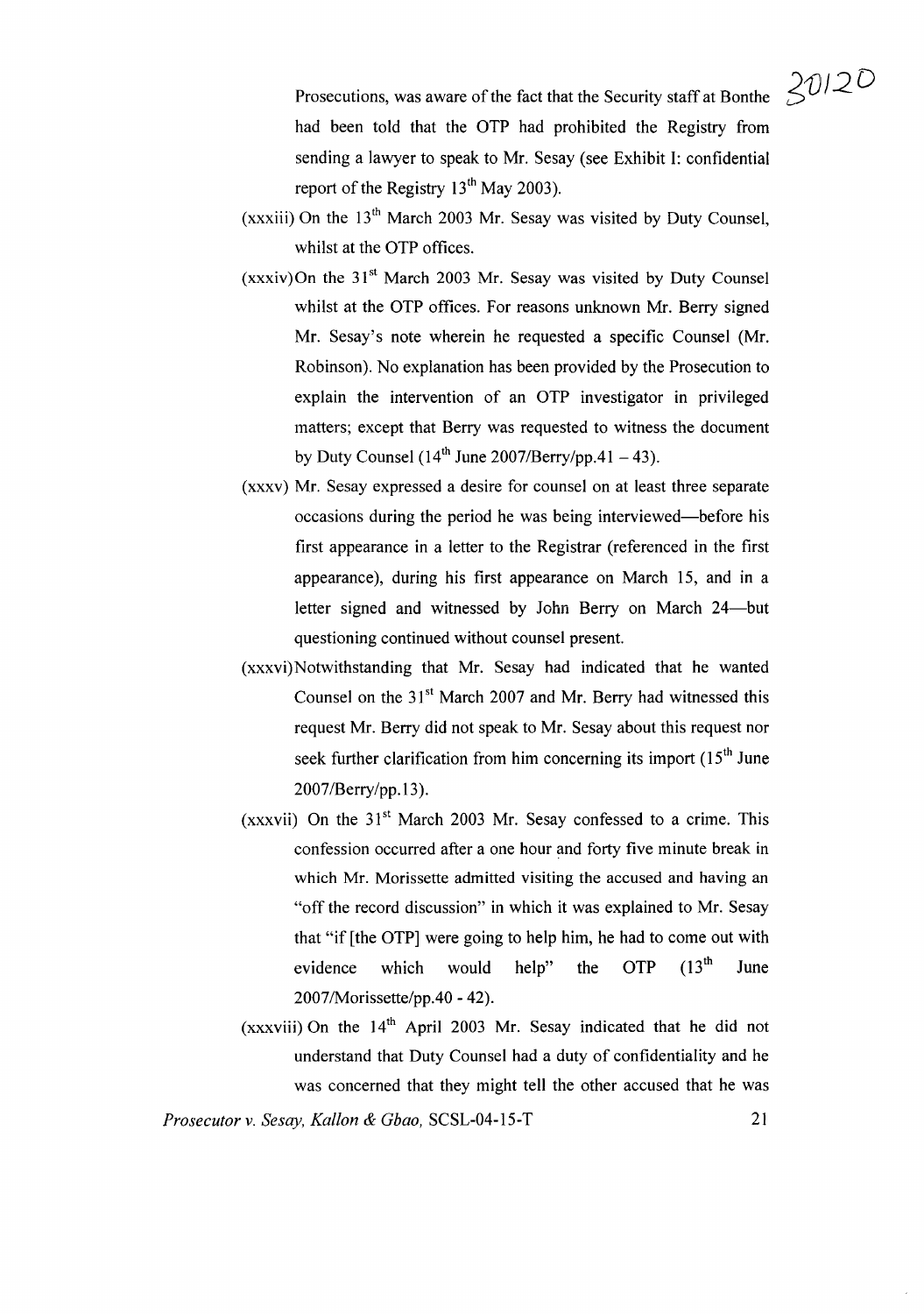Prosecutions, was aware of the fact that the Security staff at Bonthe had been told that the OTP had prohibited the Registry from sending a lawyer to speak to Mr. Sesay (see Exhibit I: confidential report of the Registry 13th May 2003).

(xxxiii) On the 13th March 2003 Mr. Sesay was visited by Duty Counsel, whilst at the OTP offices.

(xxxiv) On the 31st March 2003 Mr. Sesay was visited by Duty Counsel whilst at the OTP offices. For reasons unknown Mr. Berry signed Mr. Sesay's note wherein he requested a specific Counsel (Mr. Robinson). No explanation has been provided by the Prosecution to explain the intervention of an OTP investigator in privileged matters; except that Berry was requested to witness the document by Duty Counsel (14th June 2007/Berry/pp.41 – 43).

(xxxv) Mr. Sesay expressed a desire for counsel on at least three separate occasions during the period he was being interviewed—before his first appearance in a letter to the Registrar (referenced in the first appearance), during his first appearance on March 15, and in a letter signed and witnessed by John Berry on March 24—but questioning continued without counsel present.

(xxxvi) Notwithstanding that Mr. Sesay had indicated that he wanted Counsel on the 31st March 2007 and Mr. Berry had witnessed this request Mr. Berry did not speak to Mr. Sesay about this request nor seek further clarification from him concerning its import (15th June 2007/Berry/pp.13).

(xxxvii) On the 31st March 2003 Mr. Sesay confessed to a crime. This confession occurred after a one hour and forty five minute break in which Mr. Morissette admitted visiting the accused and having an "off the record discussion" in which it was explained to Mr. Sesay that "if [the OTP] were going to help him, he had to come out with evidence which would help" the OTP (13th June 2007/Morissette/pp.40 - 42).

(xxxviii) On the 14th April 2003 Mr. Sesay indicated that he did not understand that Duty Counsel had a duty of confidentiality and he was concerned that they might tell the other accused that he was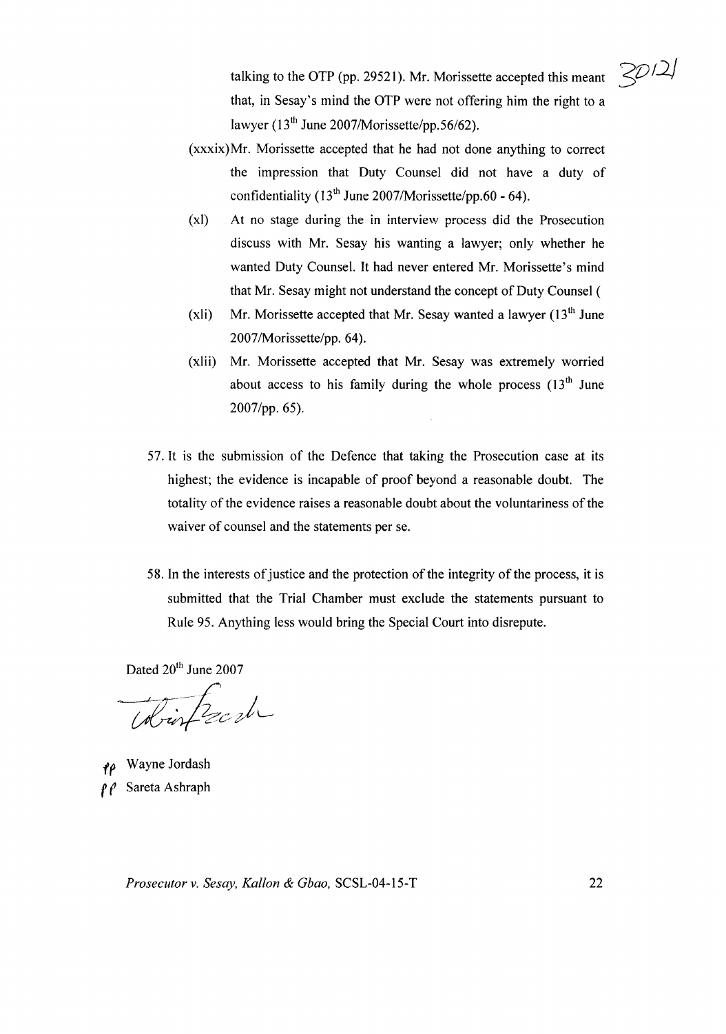talking to the OTP (pp. 29521). Mr. Morissette accepted this meant that, in Sesay's mind the OTP were not offering him the right to a lawyer (13th June 2007/Morissette/pp.56/62).

(xxxix) Mr. Morissette accepted that he had not done anything to correct the impression that Duty Counsel did not have a duty of confidentiality (13th June 2007/Morissette/pp.60 - 64).

(xl) At no stage during the in interview process did the Prosecution discuss with Mr. Sesay his wanting a lawyer; only whether he wanted Duty Counsel. It had never entered Mr. Morissette's mind that Mr. Sesay might not understand the concept of Duty Counsel (

(xli) Mr. Morissette accepted that Mr. Sesay wanted a lawyer (13th June 2007/Morissette/pp. 64).

(xlii) Mr. Morissette accepted that Mr. Sesay was extremely worried about access to his family during the whole process (13th June 2007/pp. 65).

57. It is the submission of the Defence that taking the Prosecution case at its highest; the evidence is incapable of proof beyond a reasonable doubt. The totality of the evidence raises a reasonable doubt about the voluntariness of the waiver of counsel and the statements per se.

58. In the interests of justice and the protection of the integrity of the process, it is submitted that the Trial Chamber must exclude the statements pursuant to Rule 95. Anything less would bring the Special Court into disrepute.

Dated 20th June 2007

pp Wayne Jordash

pp Sareta Ashraph